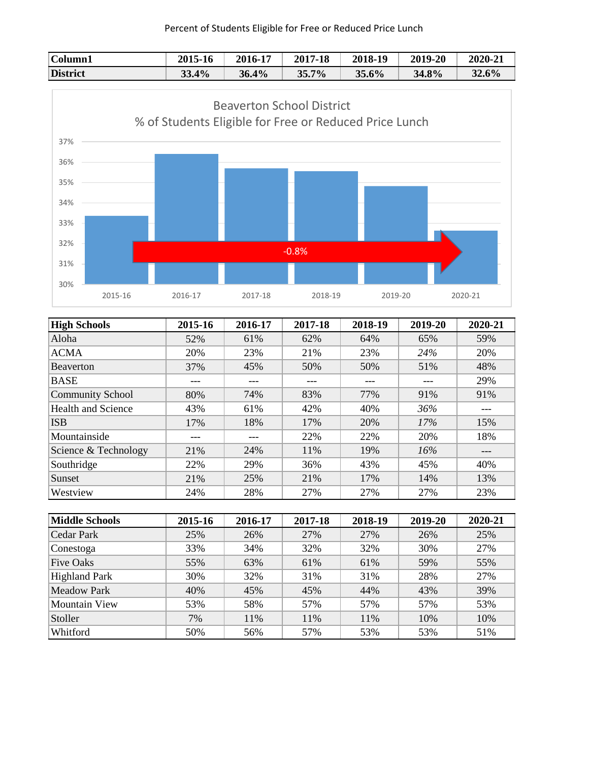Percent of Students Eligible for Free or Reduced Price Lunch

| Column1 | 2015-16 | 2016-17 | 2017-18 | 2018-19 | 2019-20 | 2020-21 |
|---|---|---|---|---|---|---|
| **District** | **33.4%** | **36.4%** | **35.7%** | **35.6%** | **34.8%** | **32.6%** |

Beaverton School District
% of Students Eligible for Free or Reduced Price Lunch

-0.8%

| High Schools | 2015-16 | 2016-17 | 2017-18 | 2018-19 | 2019-20 | 2020-21 |
|---|---|---|---|---|---|---|
| Aloha | 52% | 61% | 62% | 64% | 65% | 59% |
| ACMA | 20% | 23% | 21% | 23% | *24%* | 20% |
| Beaverton | 37% | 45% | 50% | 50% | 51% | 48% |
| BASE | --- | --- | --- | --- | --- | 29% |
| Community School | 80% | 74% | 83% | 77% | 91% | 91% |
| Health and Science | 43% | 61% | 42% | 40% | *36%* | --- |
| ISB | 17% | 18% | 17% | 20% | *17%* | 15% |
| Mountainside | --- | --- | 22% | 22% | 20% | 18% |
| Science & Technology | 21% | 24% | 11% | 19% | *16%* | --- |
| Southridge | 22% | 29% | 36% | 43% | 45% | 40% |
| Sunset | 21% | 25% | 21% | 17% | 14% | 13% |
| Westview | 24% | 28% | 27% | 27% | 27% | 23% |

| Middle Schools | 2015-16 | 2016-17 | 2017-18 | 2018-19 | 2019-20 | 2020-21 |
|---|---|---|---|---|---|---|
| Cedar Park | 25% | 26% | 27% | 27% | 26% | 25% |
| Conestoga | 33% | 34% | 32% | 32% | 30% | 27% |
| Five Oaks | 55% | 63% | 61% | 61% | 59% | 55% |
| Highland Park | 30% | 32% | 31% | 31% | 28% | 27% |
| Meadow Park | 40% | 45% | 45% | 44% | 43% | 39% |
| Mountain View | 53% | 58% | 57% | 57% | 57% | 53% |
| Stoller | 7% | 11% | 11% | 11% | 10% | 10% |
| Whitford | 50% | 56% | 57% | 53% | 53% | 51% |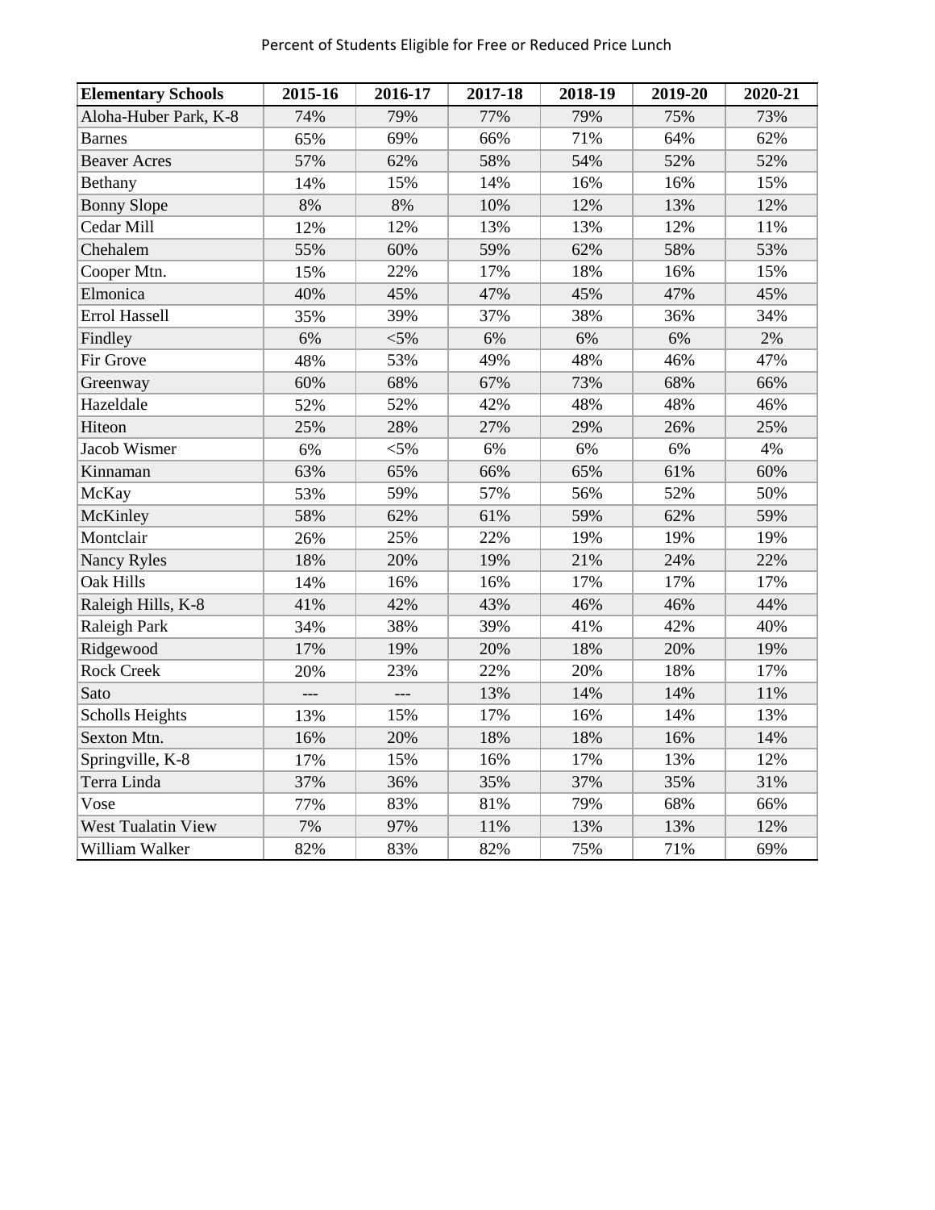Percent of Students Eligible for Free or Reduced Price Lunch

| **Elementary Schools** | **2015-16** | **2016-17** | **2017-18** | **2018-19** | **2019-20** | **2020-21** |
|---|---|---|---|---|---|---|
| Aloha-Huber Park, K-8 | 74% | 79% | 77% | 79% | 75% | 73% |
| Barnes | 65% | 69% | 66% | 71% | 64% | 62% |
| Beaver Acres | 57% | 62% | 58% | 54% | 52% | 52% |
| Bethany | 14% | 15% | 14% | 16% | 16% | 15% |
| Bonny Slope | 8% | 8% | 10% | 12% | 13% | 12% |
| Cedar Mill | 12% | 12% | 13% | 13% | 12% | 11% |
| Chehalem | 55% | 60% | 59% | 62% | 58% | 53% |
| Cooper Mtn. | 15% | 22% | 17% | 18% | 16% | 15% |
| Elmonica | 40% | 45% | 47% | 45% | 47% | 45% |
| Errol Hassell | 35% | 39% | 37% | 38% | 36% | 34% |
| Findley | 6% | <5% | 6% | 6% | 6% | 2% |
| Fir Grove | 48% | 53% | 49% | 48% | 46% | 47% |
| Greenway | 60% | 68% | 67% | 73% | 68% | 66% |
| Hazeldale | 52% | 52% | 42% | 48% | 48% | 46% |
| Hiteon | 25% | 28% | 27% | 29% | 26% | 25% |
| Jacob Wismer | 6% | <5% | 6% | 6% | 6% | 4% |
| Kinnaman | 63% | 65% | 66% | 65% | 61% | 60% |
| McKay | 53% | 59% | 57% | 56% | 52% | 50% |
| McKinley | 58% | 62% | 61% | 59% | 62% | 59% |
| Montclair | 26% | 25% | 22% | 19% | 19% | 19% |
| Nancy Ryles | 18% | 20% | 19% | 21% | 24% | 22% |
| Oak Hills | 14% | 16% | 16% | 17% | 17% | 17% |
| Raleigh Hills, K-8 | 41% | 42% | 43% | 46% | 46% | 44% |
| Raleigh Park | 34% | 38% | 39% | 41% | 42% | 40% |
| Ridgewood | 17% | 19% | 20% | 18% | 20% | 19% |
| Rock Creek | 20% | 23% | 22% | 20% | 18% | 17% |
| Sato | --- | --- | 13% | 14% | 14% | 11% |
| Scholls Heights | 13% | 15% | 17% | 16% | 14% | 13% |
| Sexton Mtn. | 16% | 20% | 18% | 18% | 16% | 14% |
| Springville, K-8 | 17% | 15% | 16% | 17% | 13% | 12% |
| Terra Linda | 37% | 36% | 35% | 37% | 35% | 31% |
| Vose | 77% | 83% | 81% | 79% | 68% | 66% |
| West Tualatin View | 7% | 97% | 11% | 13% | 13% | 12% |
| William Walker | 82% | 83% | 82% | 75% | 71% | 69% |